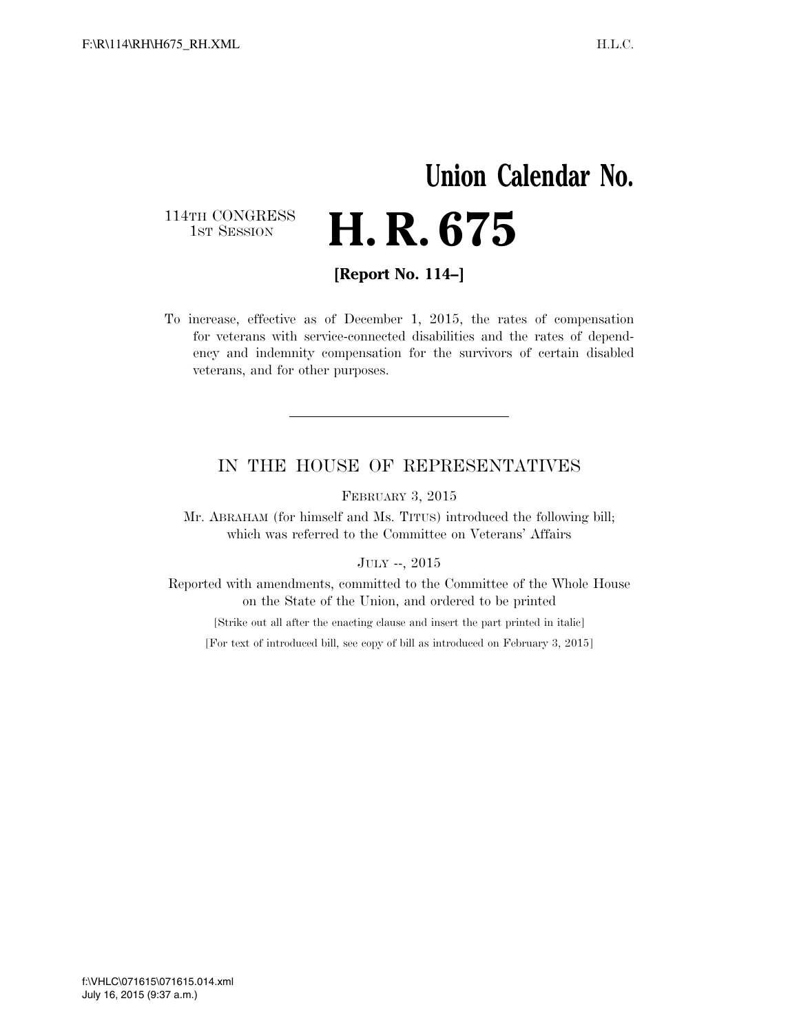# Union Calendar No.

114TH CONGRESS
1ST SESSION

# H. R. 675

**[Report No. 114–]**

To increase, effective as of December 1, 2015, the rates of compensation for veterans with service-connected disabilities and the rates of dependency and indemnity compensation for the survivors of certain disabled veterans, and for other purposes.

---

## IN THE HOUSE OF REPRESENTATIVES

FEBRUARY 3, 2015

Mr. ABRAHAM (for himself and Ms. TITUS) introduced the following bill; which was referred to the Committee on Veterans' Affairs

JULY --, 2015

Reported with amendments, committed to the Committee of the Whole House on the State of the Union, and ordered to be printed

[Strike out all after the enacting clause and insert the part printed in italic]

[For text of introduced bill, see copy of bill as introduced on February 3, 2015]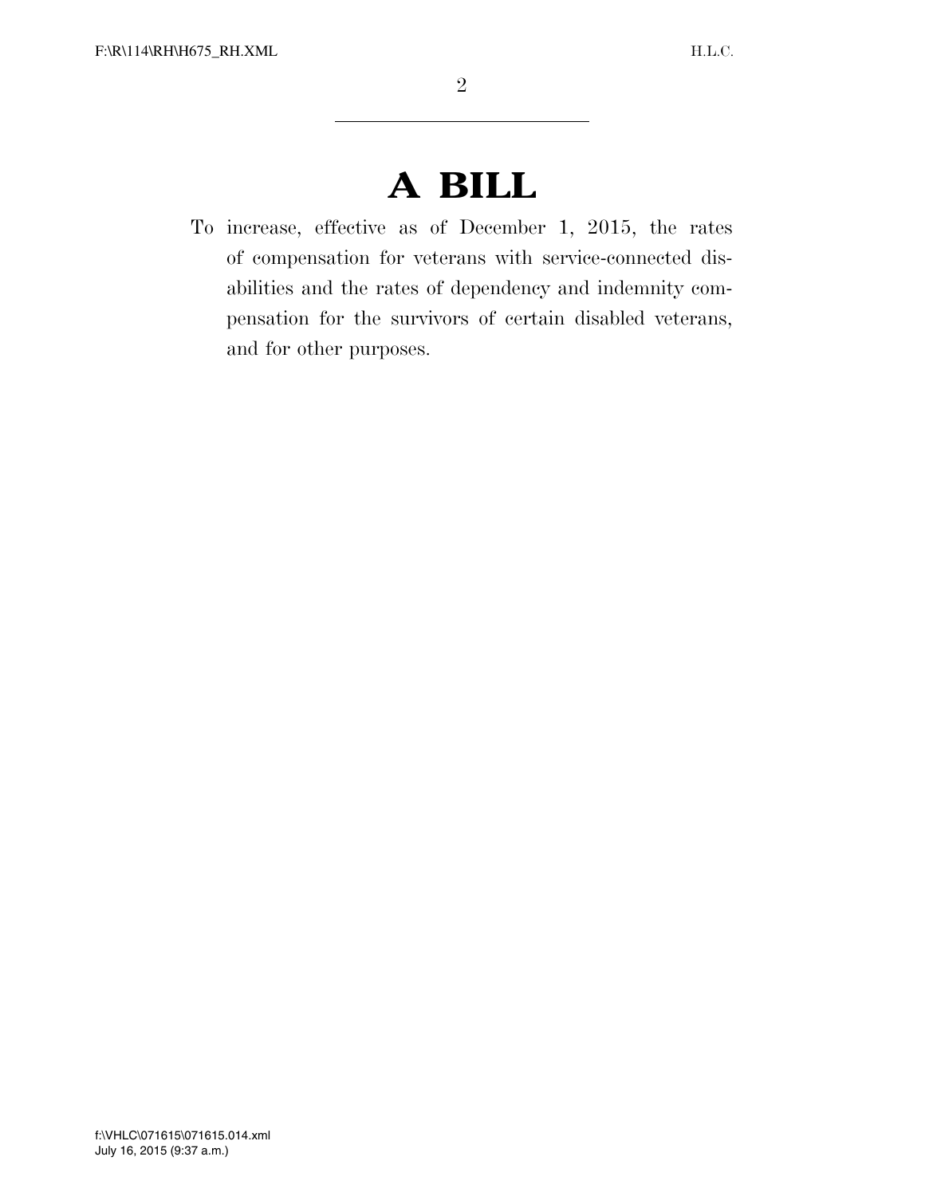# A BILL

To increase, effective as of December 1, 2015, the rates of compensation for veterans with service-connected disabilities and the rates of dependency and indemnity compensation for the survivors of certain disabled veterans, and for other purposes.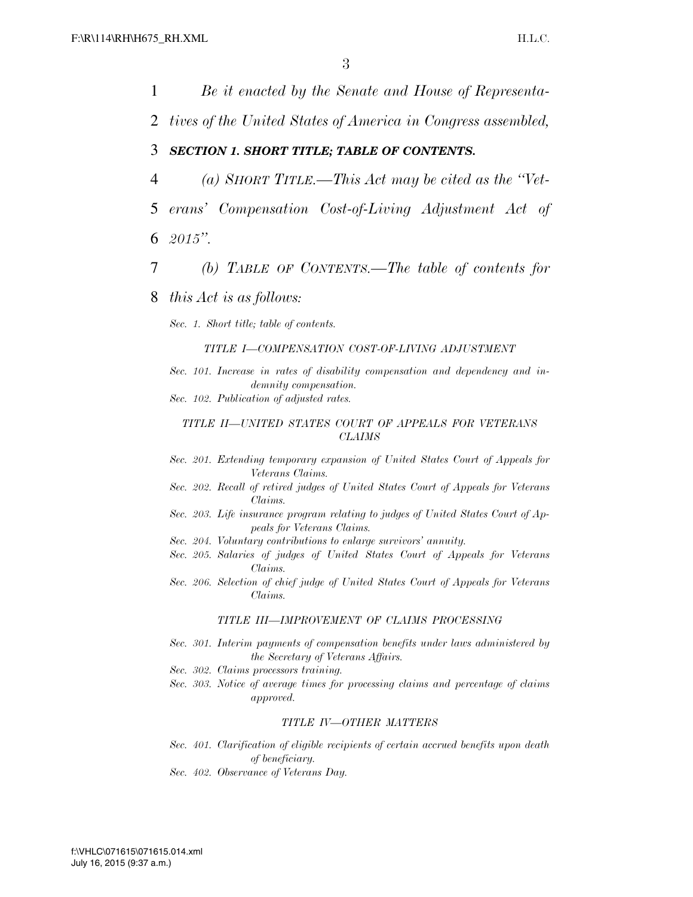*Be it enacted by the Senate and House of Representatives of the United States of America in Congress assembled,*

***SECTION 1. SHORT TITLE; TABLE OF CONTENTS.***

*(a) SHORT TITLE.—This Act may be cited as the ''Veterans' Compensation Cost-of-Living Adjustment Act of 2015''.*

*(b) TABLE OF CONTENTS.—The table of contents for this Act is as follows:*

*Sec. 1. Short title; table of contents.*

*TITLE I—COMPENSATION COST-OF-LIVING ADJUSTMENT*

*Sec. 101. Increase in rates of disability compensation and dependency and indemnity compensation.*
*Sec. 102. Publication of adjusted rates.*

*TITLE II—UNITED STATES COURT OF APPEALS FOR VETERANS CLAIMS*

*Sec. 201. Extending temporary expansion of United States Court of Appeals for Veterans Claims.*
*Sec. 202. Recall of retired judges of United States Court of Appeals for Veterans Claims.*
*Sec. 203. Life insurance program relating to judges of United States Court of Appeals for Veterans Claims.*
*Sec. 204. Voluntary contributions to enlarge survivors' annuity.*
*Sec. 205. Salaries of judges of United States Court of Appeals for Veterans Claims.*
*Sec. 206. Selection of chief judge of United States Court of Appeals for Veterans Claims.*

*TITLE III—IMPROVEMENT OF CLAIMS PROCESSING*

*Sec. 301. Interim payments of compensation benefits under laws administered by the Secretary of Veterans Affairs.*
*Sec. 302. Claims processors training.*
*Sec. 303. Notice of average times for processing claims and percentage of claims approved.*

*TITLE IV—OTHER MATTERS*

*Sec. 401. Clarification of eligible recipients of certain accrued benefits upon death of beneficiary.*
*Sec. 402. Observance of Veterans Day.*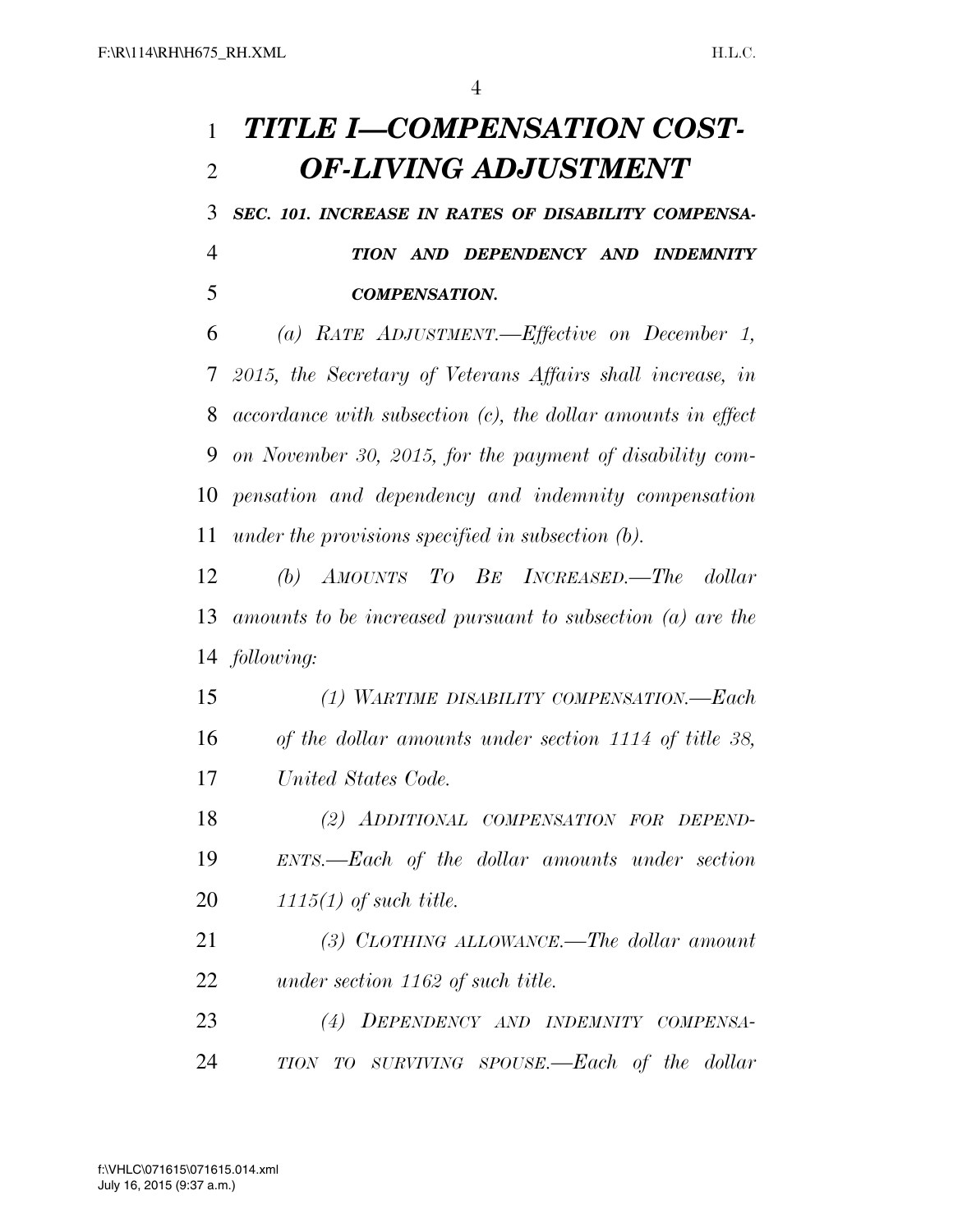# *TITLE I—COMPENSATION COST-OF-LIVING ADJUSTMENT*

### ***SEC. 101. INCREASE IN RATES OF DISABILITY COMPENSATION AND DEPENDENCY AND INDEMNITY COMPENSATION.***

*(a) RATE ADJUSTMENT.—Effective on December 1, 2015, the Secretary of Veterans Affairs shall increase, in accordance with subsection (c), the dollar amounts in effect on November 30, 2015, for the payment of disability compensation and dependency and indemnity compensation under the provisions specified in subsection (b).*

*(b) AMOUNTS TO BE INCREASED.—The dollar amounts to be increased pursuant to subsection (a) are the following:*

*(1) WARTIME DISABILITY COMPENSATION.—Each of the dollar amounts under section 1114 of title 38, United States Code.*

*(2) ADDITIONAL COMPENSATION FOR DEPENDENTS.—Each of the dollar amounts under section 1115(1) of such title.*

*(3) CLOTHING ALLOWANCE.—The dollar amount under section 1162 of such title.*

*(4) DEPENDENCY AND INDEMNITY COMPENSATION TO SURVIVING SPOUSE.—Each of the dollar*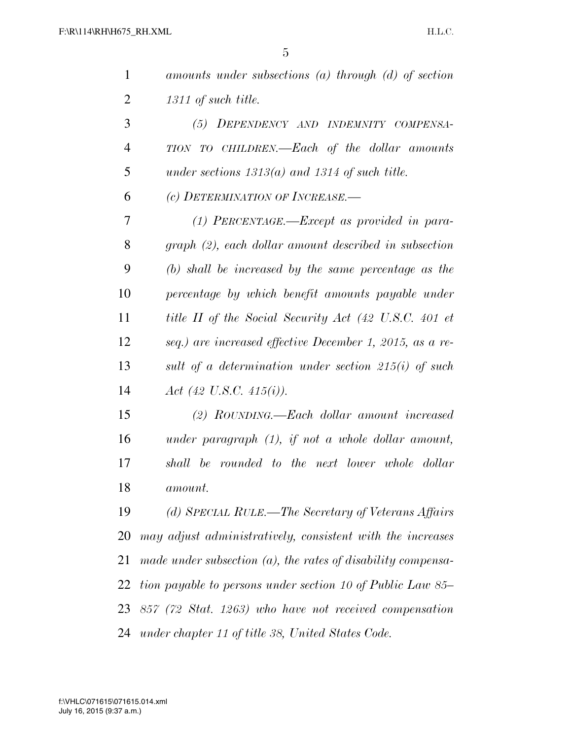*amounts under subsections (a) through (d) of section 1311 of such title.*

*(5) DEPENDENCY AND INDEMNITY COMPENSATION TO CHILDREN.—Each of the dollar amounts under sections 1313(a) and 1314 of such title.*

*(c) DETERMINATION OF INCREASE.—*

*(1) PERCENTAGE.—Except as provided in paragraph (2), each dollar amount described in subsection (b) shall be increased by the same percentage as the percentage by which benefit amounts payable under title II of the Social Security Act (42 U.S.C. 401 et seq.) are increased effective December 1, 2015, as a result of a determination under section 215(i) of such Act (42 U.S.C. 415(i)).*

*(2) ROUNDING.—Each dollar amount increased under paragraph (1), if not a whole dollar amount, shall be rounded to the next lower whole dollar amount.*

*(d) SPECIAL RULE.—The Secretary of Veterans Affairs may adjust administratively, consistent with the increases made under subsection (a), the rates of disability compensation payable to persons under section 10 of Public Law 85–857 (72 Stat. 1263) who have not received compensation under chapter 11 of title 38, United States Code.*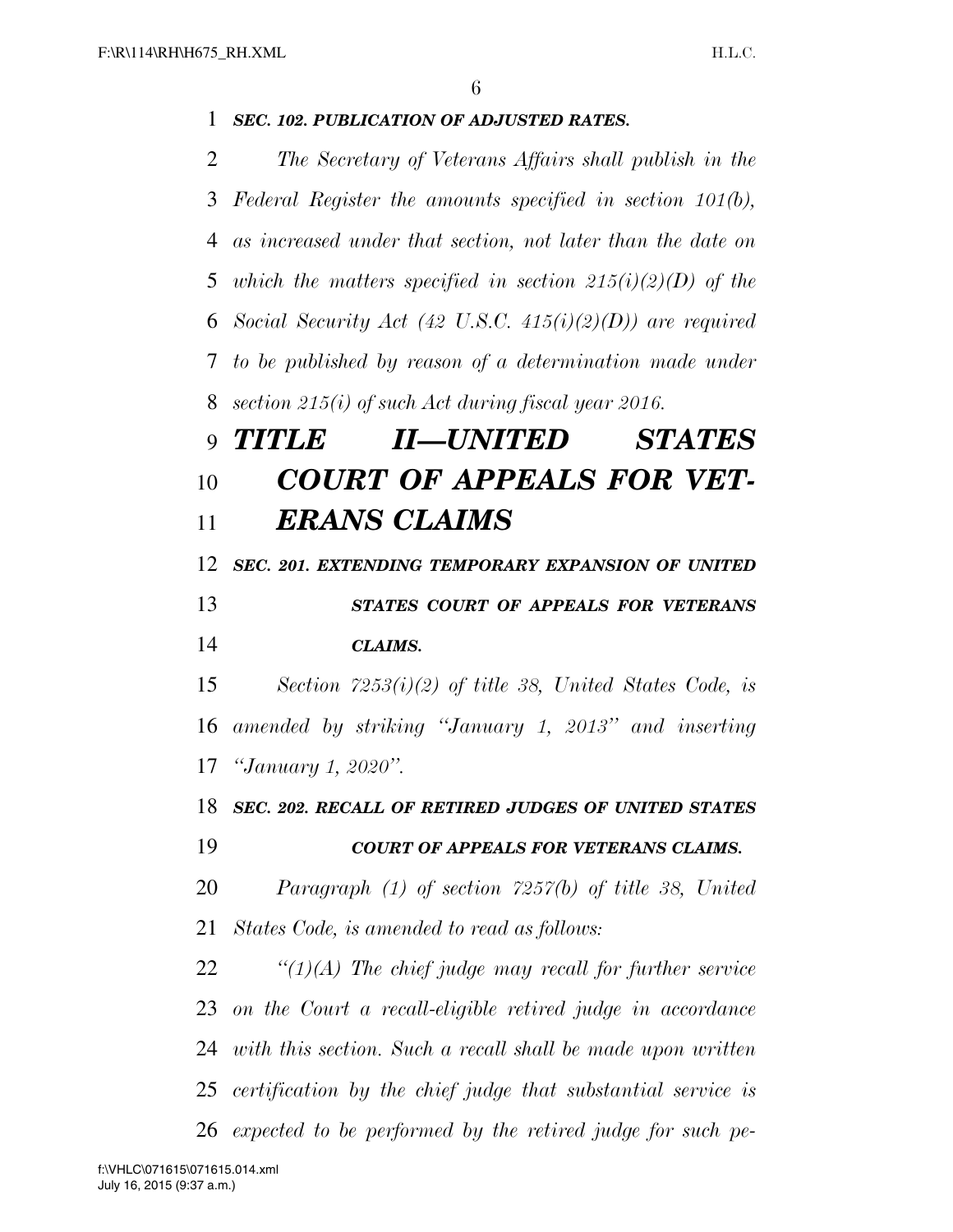***SEC. 102. PUBLICATION OF ADJUSTED RATES.***

*The Secretary of Veterans Affairs shall publish in the Federal Register the amounts specified in section 101(b), as increased under that section, not later than the date on which the matters specified in section 215(i)(2)(D) of the Social Security Act (42 U.S.C. 415(i)(2)(D)) are required to be published by reason of a determination made under section 215(i) of such Act during fiscal year 2016.*

# ***TITLE II—UNITED STATES COURT OF APPEALS FOR VETERANS CLAIMS***

***SEC. 201. EXTENDING TEMPORARY EXPANSION OF UNITED STATES COURT OF APPEALS FOR VETERANS CLAIMS.***

*Section 7253(i)(2) of title 38, United States Code, is amended by striking "January 1, 2013" and inserting "January 1, 2020".*

***SEC. 202. RECALL OF RETIRED JUDGES OF UNITED STATES COURT OF APPEALS FOR VETERANS CLAIMS.***

*Paragraph (1) of section 7257(b) of title 38, United States Code, is amended to read as follows:*

*"(1)(A) The chief judge may recall for further service on the Court a recall-eligible retired judge in accordance with this section. Such a recall shall be made upon written certification by the chief judge that substantial service is expected to be performed by the retired judge for such pe-*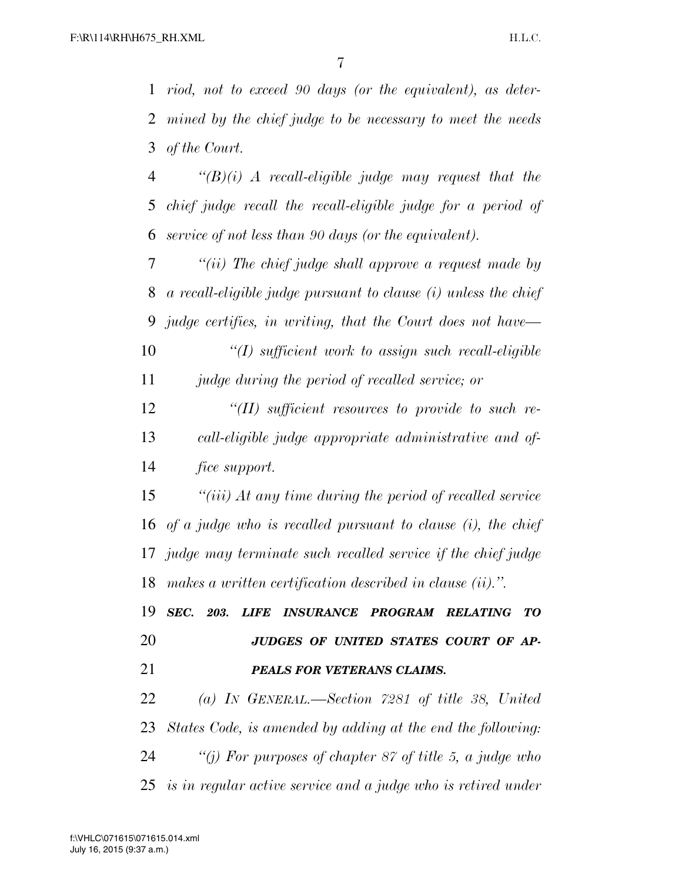*riod, not to exceed 90 days (or the equivalent), as determined by the chief judge to be necessary to meet the needs of the Court.*

*"(B)(i) A recall-eligible judge may request that the chief judge recall the recall-eligible judge for a period of service of not less than 90 days (or the equivalent).*

*"(ii) The chief judge shall approve a request made by a recall-eligible judge pursuant to clause (i) unless the chief judge certifies, in writing, that the Court does not have—*

*"(I) sufficient work to assign such recall-eligible judge during the period of recalled service; or*

*"(II) sufficient resources to provide to such recall-eligible judge appropriate administrative and office support.*

*"(iii) At any time during the period of recalled service of a judge who is recalled pursuant to clause (i), the chief judge may terminate such recalled service if the chief judge makes a written certification described in clause (ii).".*

***SEC. 203. LIFE INSURANCE PROGRAM RELATING TO JUDGES OF UNITED STATES COURT OF APPEALS FOR VETERANS CLAIMS.***

*(a) IN GENERAL.—Section 7281 of title 38, United States Code, is amended by adding at the end the following:*

*"(j) For purposes of chapter 87 of title 5, a judge who is in regular active service and a judge who is retired under*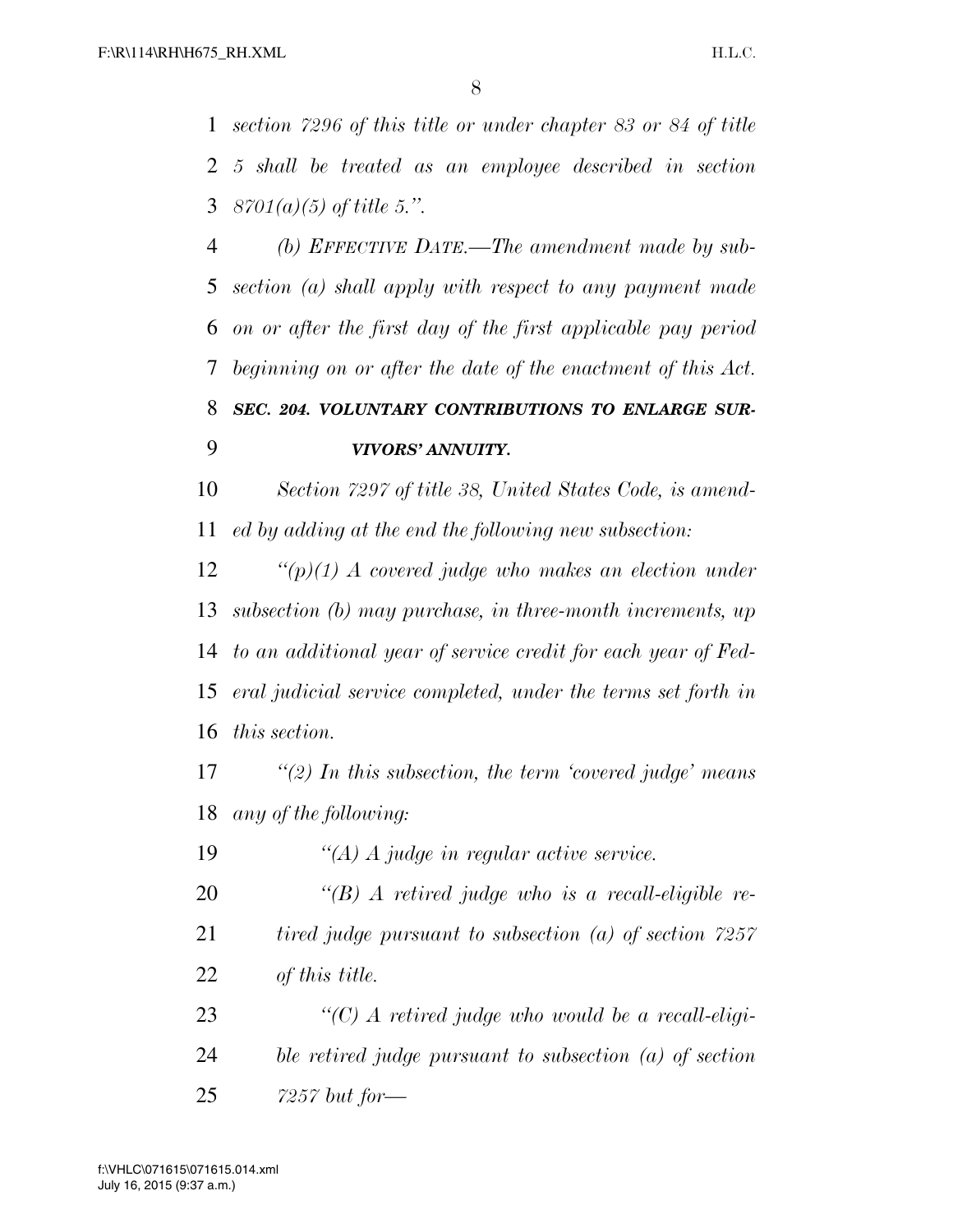*section 7296 of this title or under chapter 83 or 84 of title 5 shall be treated as an employee described in section 8701(a)(5) of title 5.''.*

*(b) EFFECTIVE DATE.—The amendment made by subsection (a) shall apply with respect to any payment made on or after the first day of the first applicable pay period beginning on or after the date of the enactment of this Act.*

***SEC. 204. VOLUNTARY CONTRIBUTIONS TO ENLARGE SURVIVORS' ANNUITY.***

*Section 7297 of title 38, United States Code, is amended by adding at the end the following new subsection:*

*''(p)(1) A covered judge who makes an election under subsection (b) may purchase, in three-month increments, up to an additional year of service credit for each year of Federal judicial service completed, under the terms set forth in this section.*

*''(2) In this subsection, the term 'covered judge' means any of the following:*

*''(A) A judge in regular active service.*

*''(B) A retired judge who is a recall-eligible retired judge pursuant to subsection (a) of section 7257 of this title.*

*''(C) A retired judge who would be a recall-eligible retired judge pursuant to subsection (a) of section 7257 but for—*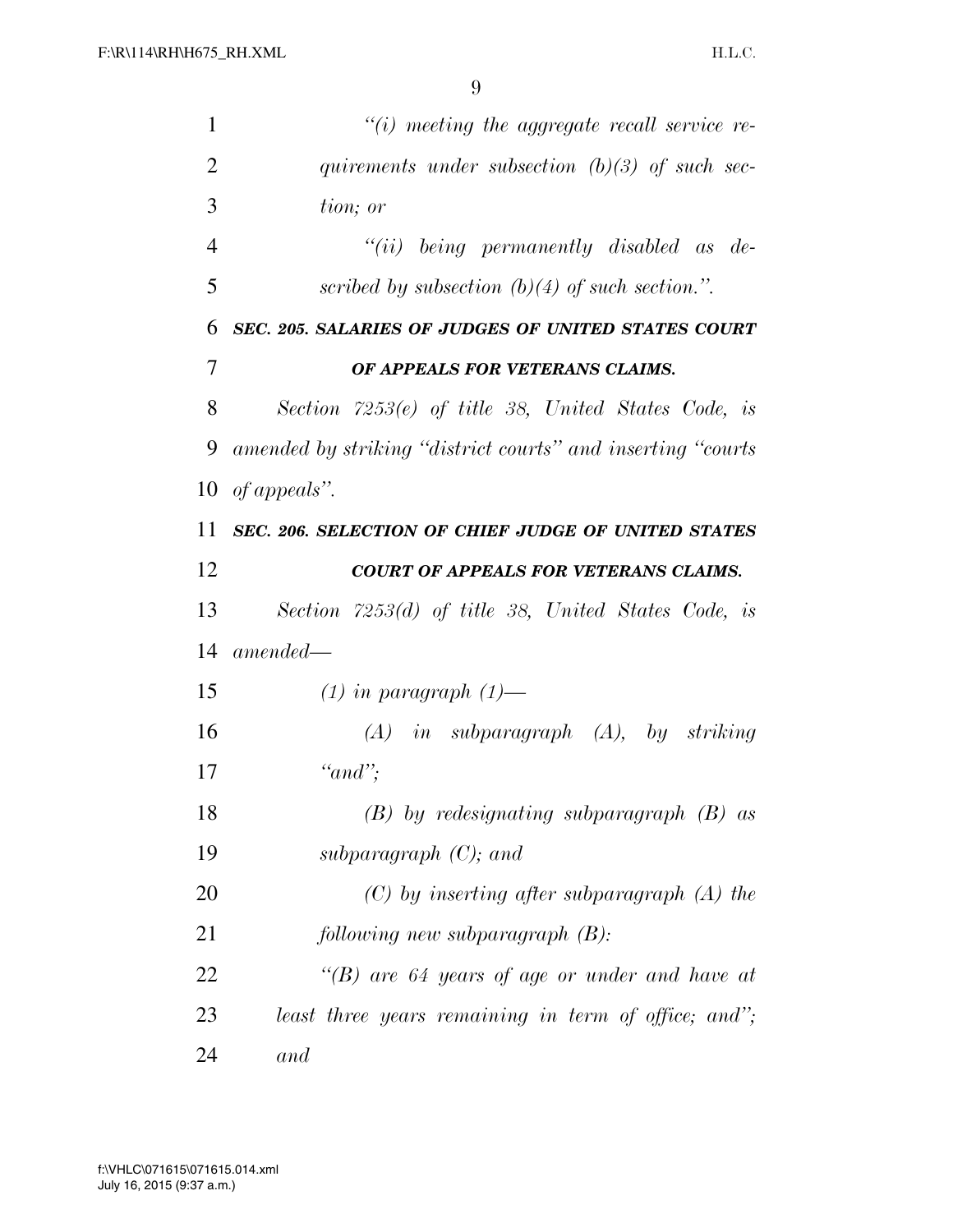*"(i) meeting the aggregate recall service requirements under subsection (b)(3) of such section; or*

*"(ii) being permanently disabled as described by subsection (b)(4) of such section.".*

***SEC. 205. SALARIES OF JUDGES OF UNITED STATES COURT OF APPEALS FOR VETERANS CLAIMS.***

*Section 7253(e) of title 38, United States Code, is amended by striking "district courts" and inserting "courts of appeals".*

***SEC. 206. SELECTION OF CHIEF JUDGE OF UNITED STATES COURT OF APPEALS FOR VETERANS CLAIMS.***

*Section 7253(d) of title 38, United States Code, is amended—*

*(1) in paragraph (1)—*

*(A) in subparagraph (A), by striking "and";*

*(B) by redesignating subparagraph (B) as subparagraph (C); and*

*(C) by inserting after subparagraph (A) the following new subparagraph (B):*

*"(B) are 64 years of age or under and have at least three years remaining in term of office; and"; and*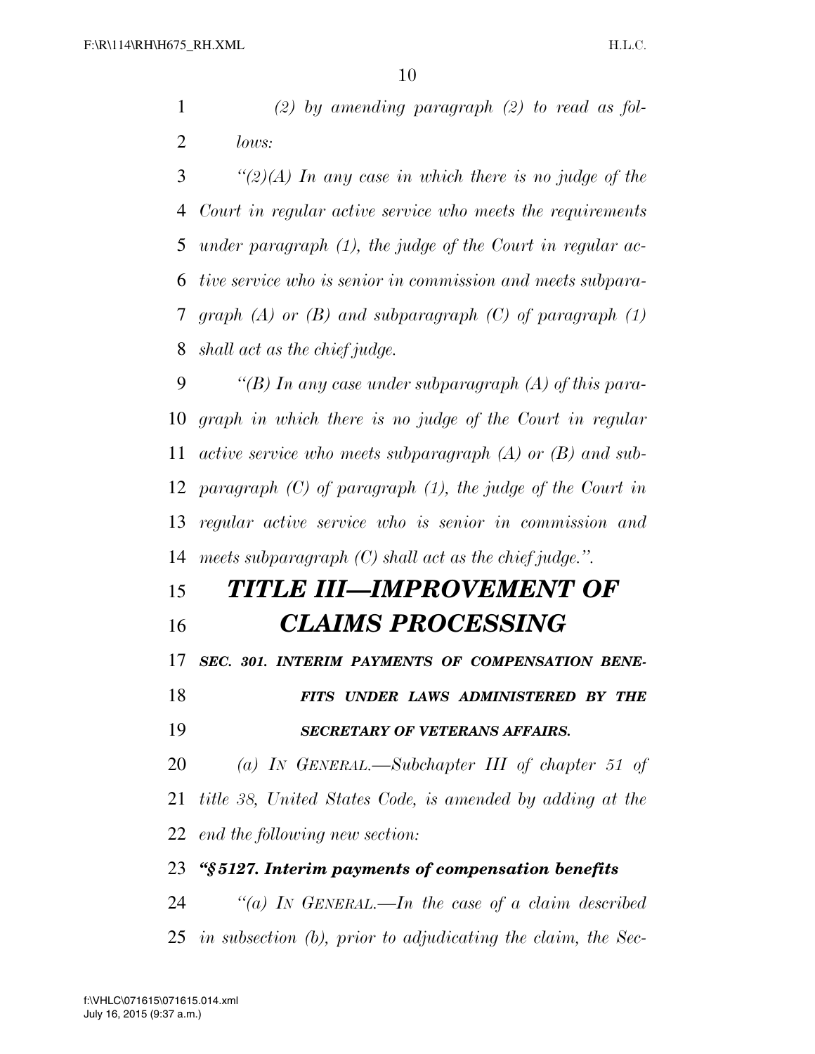*(2) by amending paragraph (2) to read as follows:*

*"(2)(A) In any case in which there is no judge of the Court in regular active service who meets the requirements under paragraph (1), the judge of the Court in regular active service who is senior in commission and meets subparagraph (A) or (B) and subparagraph (C) of paragraph (1) shall act as the chief judge.*

*"(B) In any case under subparagraph (A) of this paragraph in which there is no judge of the Court in regular active service who meets subparagraph (A) or (B) and subparagraph (C) of paragraph (1), the judge of the Court in regular active service who is senior in commission and meets subparagraph (C) shall act as the chief judge.".*

# *TITLE III—IMPROVEMENT OF CLAIMS PROCESSING*

### *SEC. 301. INTERIM PAYMENTS OF COMPENSATION BENEFITS UNDER LAWS ADMINISTERED BY THE SECRETARY OF VETERANS AFFAIRS.*

*(a) IN GENERAL.—Subchapter III of chapter 51 of title 38, United States Code, is amended by adding at the end the following new section:*

***"§ 5127. Interim payments of compensation benefits***

*"(a) IN GENERAL.—In the case of a claim described in subsection (b), prior to adjudicating the claim, the Sec-*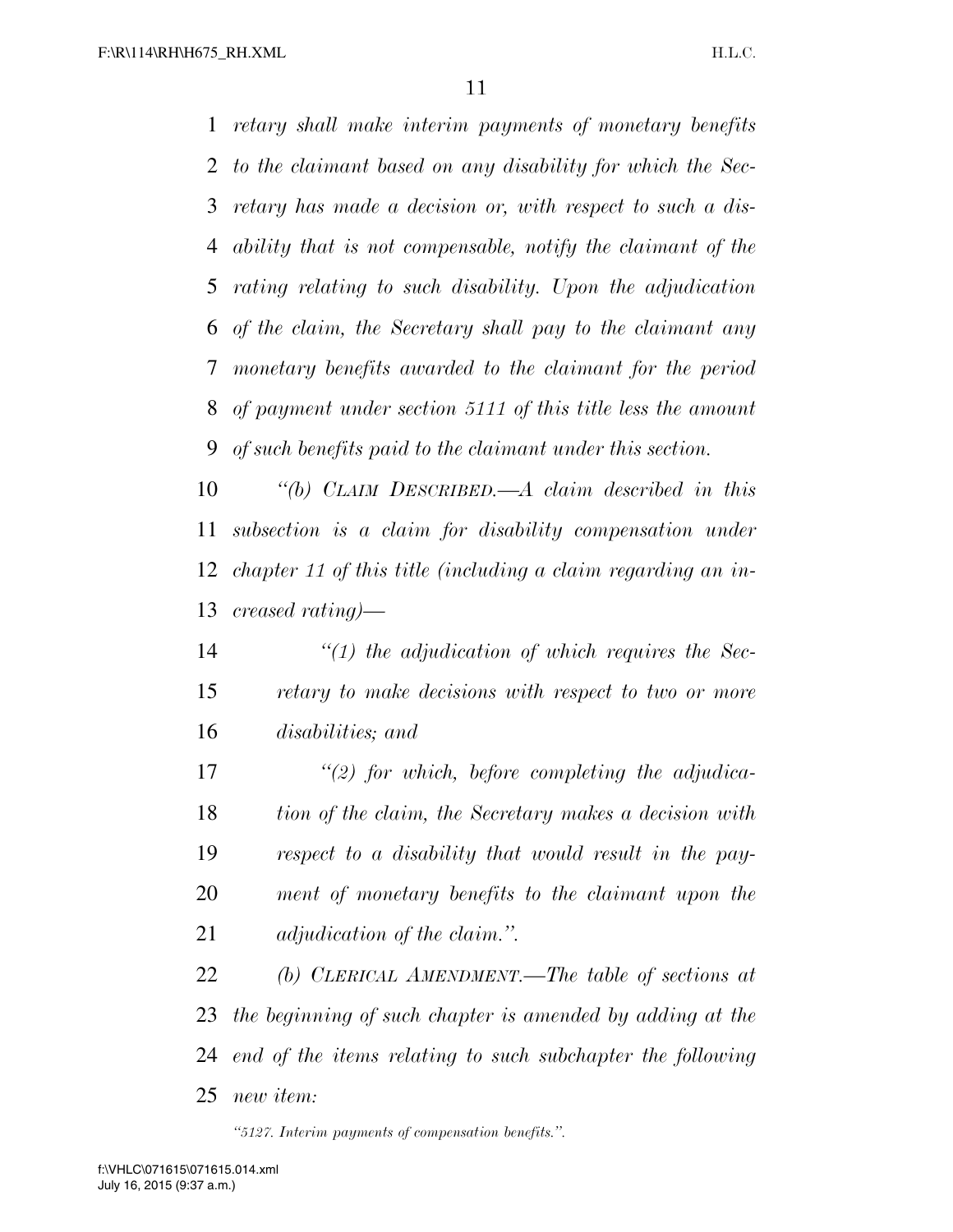*retary shall make interim payments of monetary benefits to the claimant based on any disability for which the Secretary has made a decision or, with respect to such a disability that is not compensable, notify the claimant of the rating relating to such disability. Upon the adjudication of the claim, the Secretary shall pay to the claimant any monetary benefits awarded to the claimant for the period of payment under section 5111 of this title less the amount of such benefits paid to the claimant under this section.*

*"(b) CLAIM DESCRIBED.—A claim described in this subsection is a claim for disability compensation under chapter 11 of this title (including a claim regarding an increased rating)—*

*"(1) the adjudication of which requires the Secretary to make decisions with respect to two or more disabilities; and*

*"(2) for which, before completing the adjudication of the claim, the Secretary makes a decision with respect to a disability that would result in the payment of monetary benefits to the claimant upon the adjudication of the claim.".*

*(b) CLERICAL AMENDMENT.—The table of sections at the beginning of such chapter is amended by adding at the end of the items relating to such subchapter the following new item:*

*"5127. Interim payments of compensation benefits.".*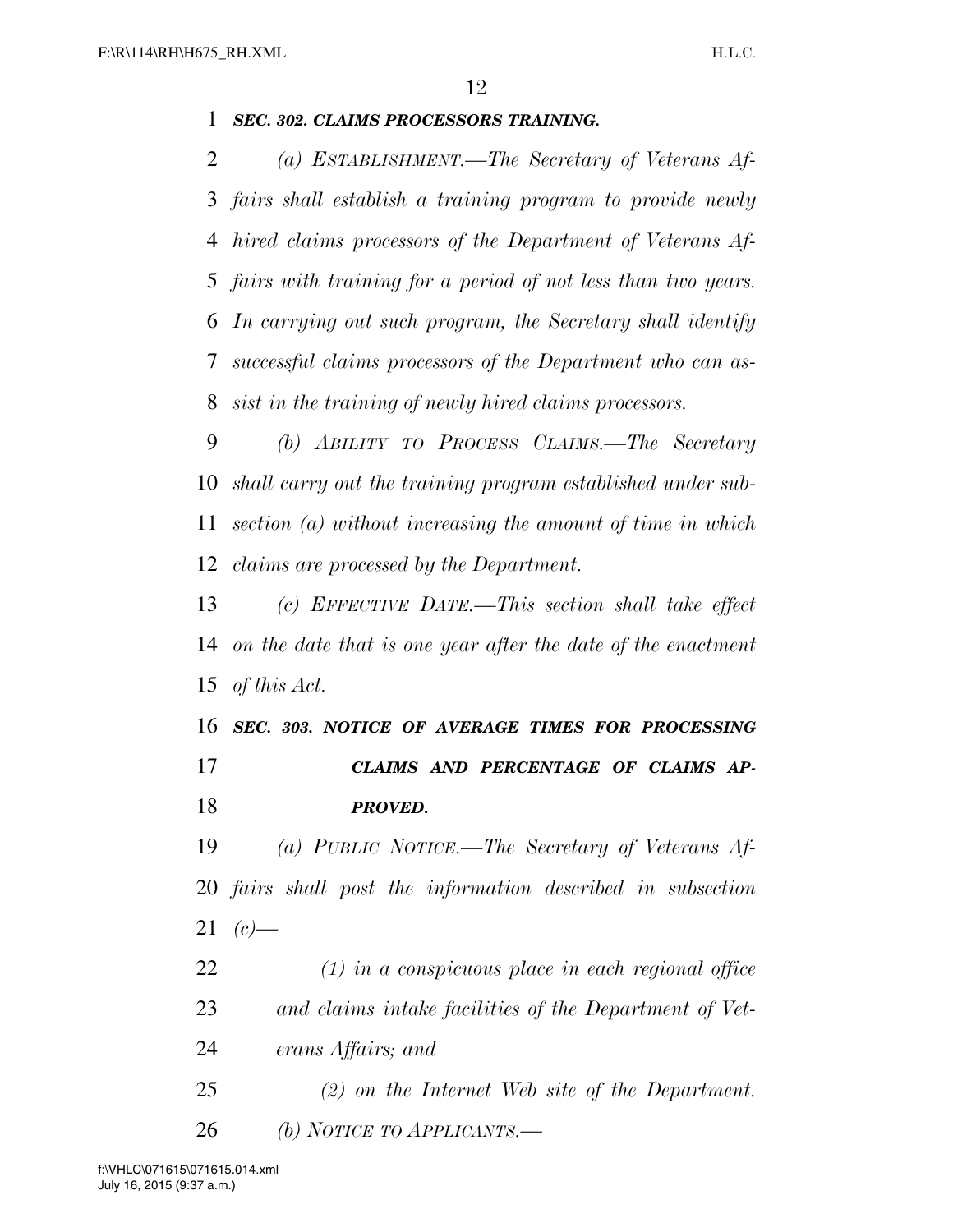***SEC. 302. CLAIMS PROCESSORS TRAINING.***

*(a) ESTABLISHMENT.—The Secretary of Veterans Affairs shall establish a training program to provide newly hired claims processors of the Department of Veterans Affairs with training for a period of not less than two years. In carrying out such program, the Secretary shall identify successful claims processors of the Department who can assist in the training of newly hired claims processors.*

*(b) ABILITY TO PROCESS CLAIMS.—The Secretary shall carry out the training program established under subsection (a) without increasing the amount of time in which claims are processed by the Department.*

*(c) EFFECTIVE DATE.—This section shall take effect on the date that is one year after the date of the enactment of this Act.*

***SEC. 303. NOTICE OF AVERAGE TIMES FOR PROCESSING CLAIMS AND PERCENTAGE OF CLAIMS APPROVED.***

*(a) PUBLIC NOTICE.—The Secretary of Veterans Affairs shall post the information described in subsection (c)—*

*(1) in a conspicuous place in each regional office and claims intake facilities of the Department of Veterans Affairs; and*

*(2) on the Internet Web site of the Department.*

*(b) NOTICE TO APPLICANTS.—*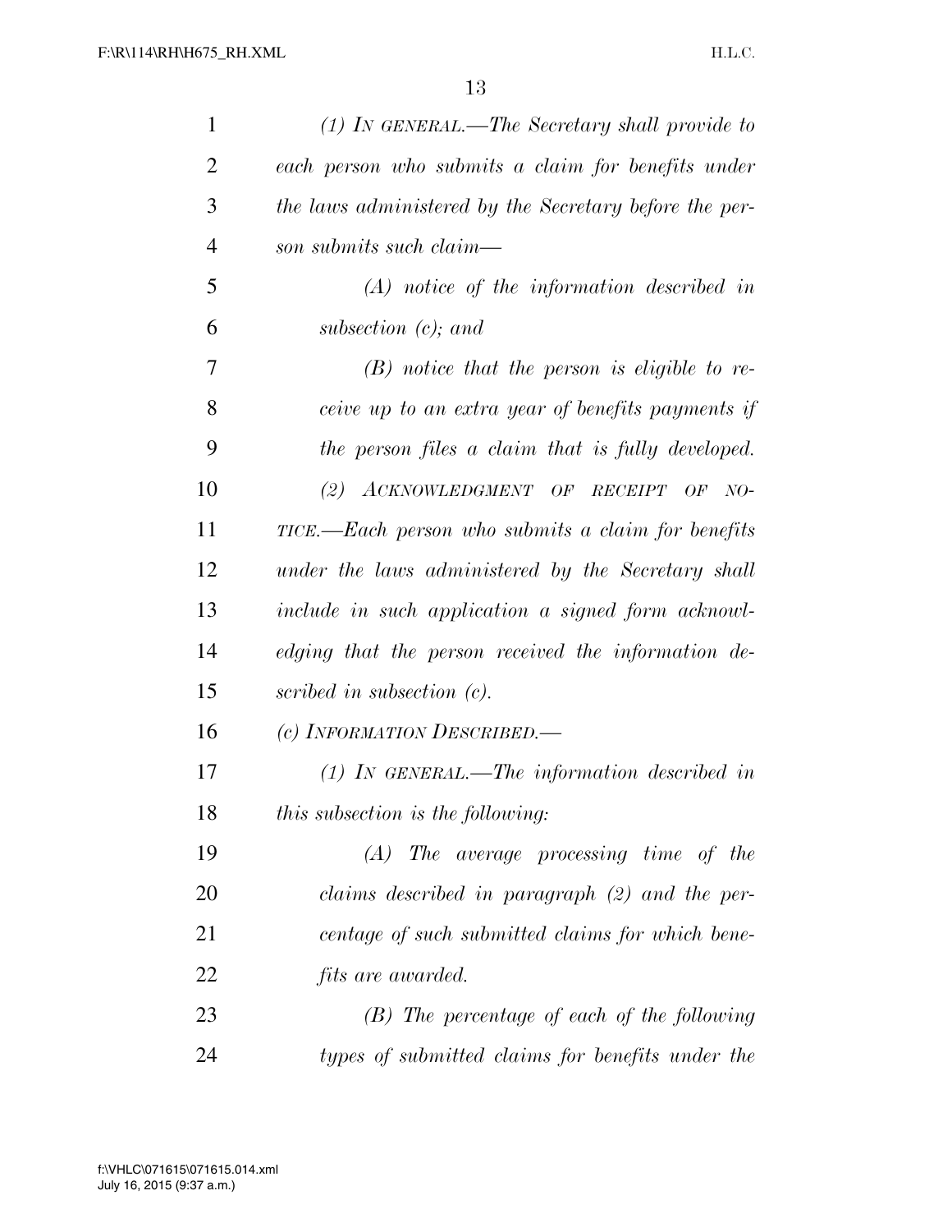*(1) IN GENERAL.—The Secretary shall provide to each person who submits a claim for benefits under the laws administered by the Secretary before the person submits such claim—*

*(A) notice of the information described in subsection (c); and*

*(B) notice that the person is eligible to receive up to an extra year of benefits payments if the person files a claim that is fully developed.*

*(2) ACKNOWLEDGMENT OF RECEIPT OF NOTICE.—Each person who submits a claim for benefits under the laws administered by the Secretary shall include in such application a signed form acknowledging that the person received the information described in subsection (c).*

*(c) INFORMATION DESCRIBED.—*

*(1) IN GENERAL.—The information described in this subsection is the following:*

*(A) The average processing time of the claims described in paragraph (2) and the percentage of such submitted claims for which benefits are awarded.*

*(B) The percentage of each of the following types of submitted claims for benefits under the*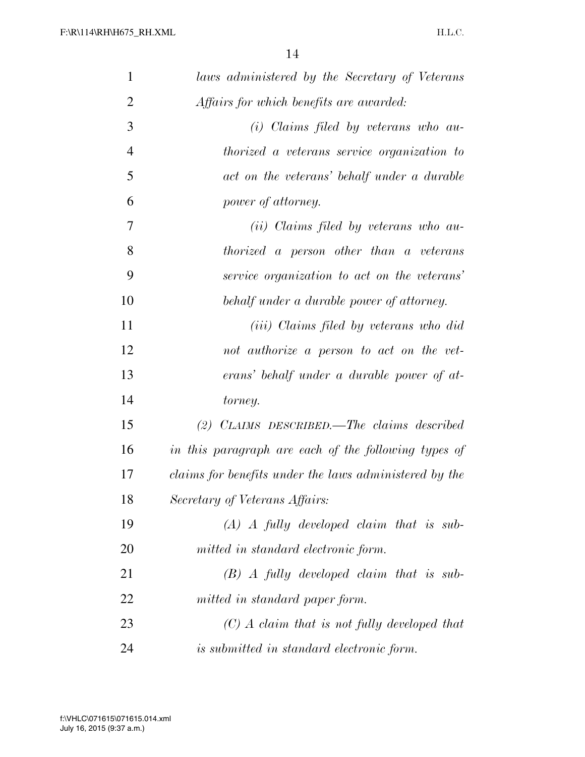*laws administered by the Secretary of Veterans Affairs for which benefits are awarded:*

*(i) Claims filed by veterans who authorized a veterans service organization to act on the veterans' behalf under a durable power of attorney.*

*(ii) Claims filed by veterans who authorized a person other than a veterans service organization to act on the veterans' behalf under a durable power of attorney.*

*(iii) Claims filed by veterans who did not authorize a person to act on the veterans' behalf under a durable power of attorney.*

*(2) CLAIMS DESCRIBED.—The claims described in this paragraph are each of the following types of claims for benefits under the laws administered by the Secretary of Veterans Affairs:*

*(A) A fully developed claim that is submitted in standard electronic form.*

*(B) A fully developed claim that is submitted in standard paper form.*

*(C) A claim that is not fully developed that is submitted in standard electronic form.*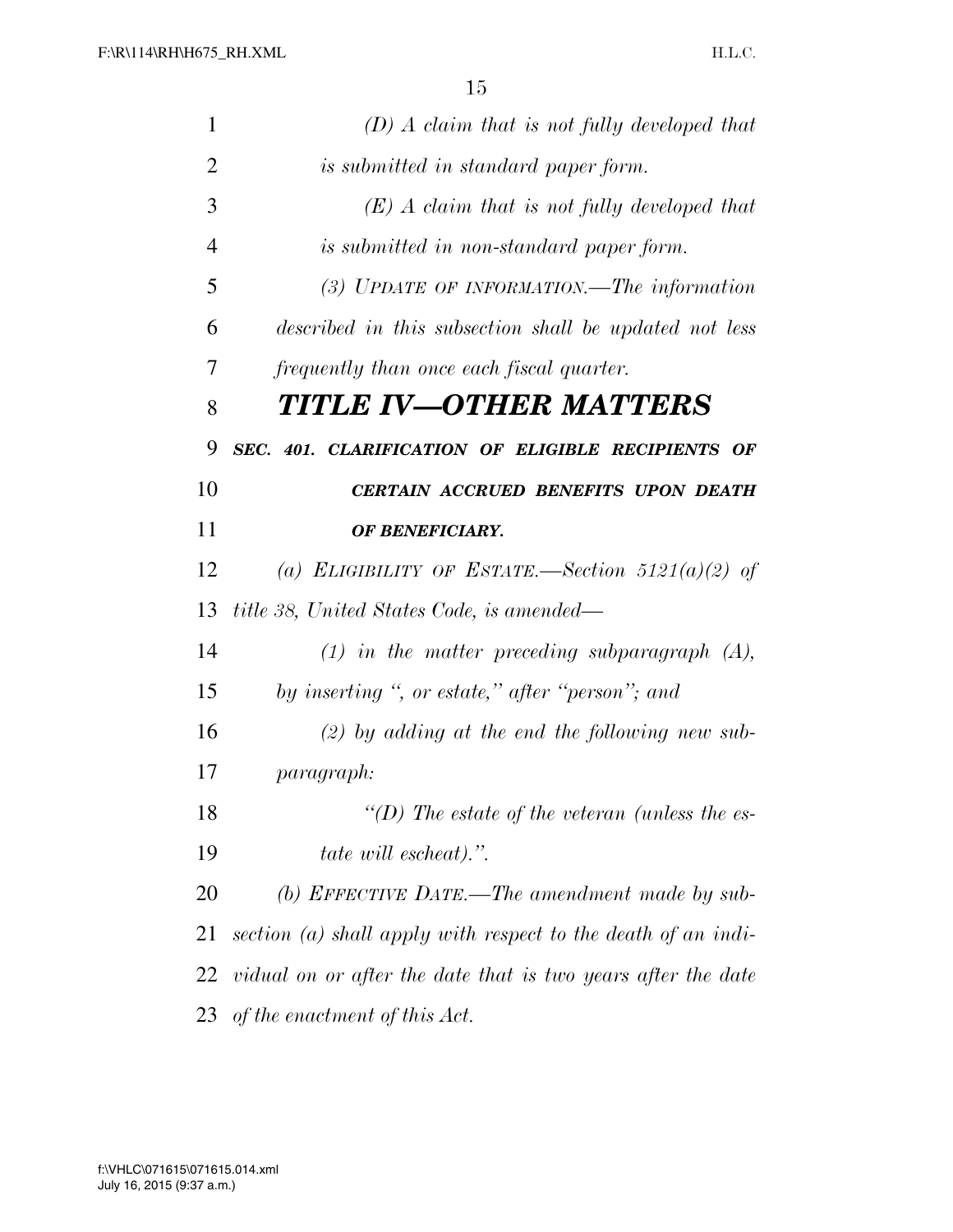*(D) A claim that is not fully developed that is submitted in standard paper form.*

*(E) A claim that is not fully developed that is submitted in non-standard paper form.*

*(3) UPDATE OF INFORMATION.—The information described in this subsection shall be updated not less frequently than once each fiscal quarter.*

# *TITLE IV—OTHER MATTERS*

***SEC. 401. CLARIFICATION OF ELIGIBLE RECIPIENTS OF CERTAIN ACCRUED BENEFITS UPON DEATH OF BENEFICIARY.***

*(a) ELIGIBILITY OF ESTATE.—Section 5121(a)(2) of title 38, United States Code, is amended—*

*(1) in the matter preceding subparagraph (A), by inserting ", or estate," after "person"; and*

*(2) by adding at the end the following new subparagraph:*

*"(D) The estate of the veteran (unless the estate will escheat).".*

*(b) EFFECTIVE DATE.—The amendment made by subsection (a) shall apply with respect to the death of an individual on or after the date that is two years after the date of the enactment of this Act.*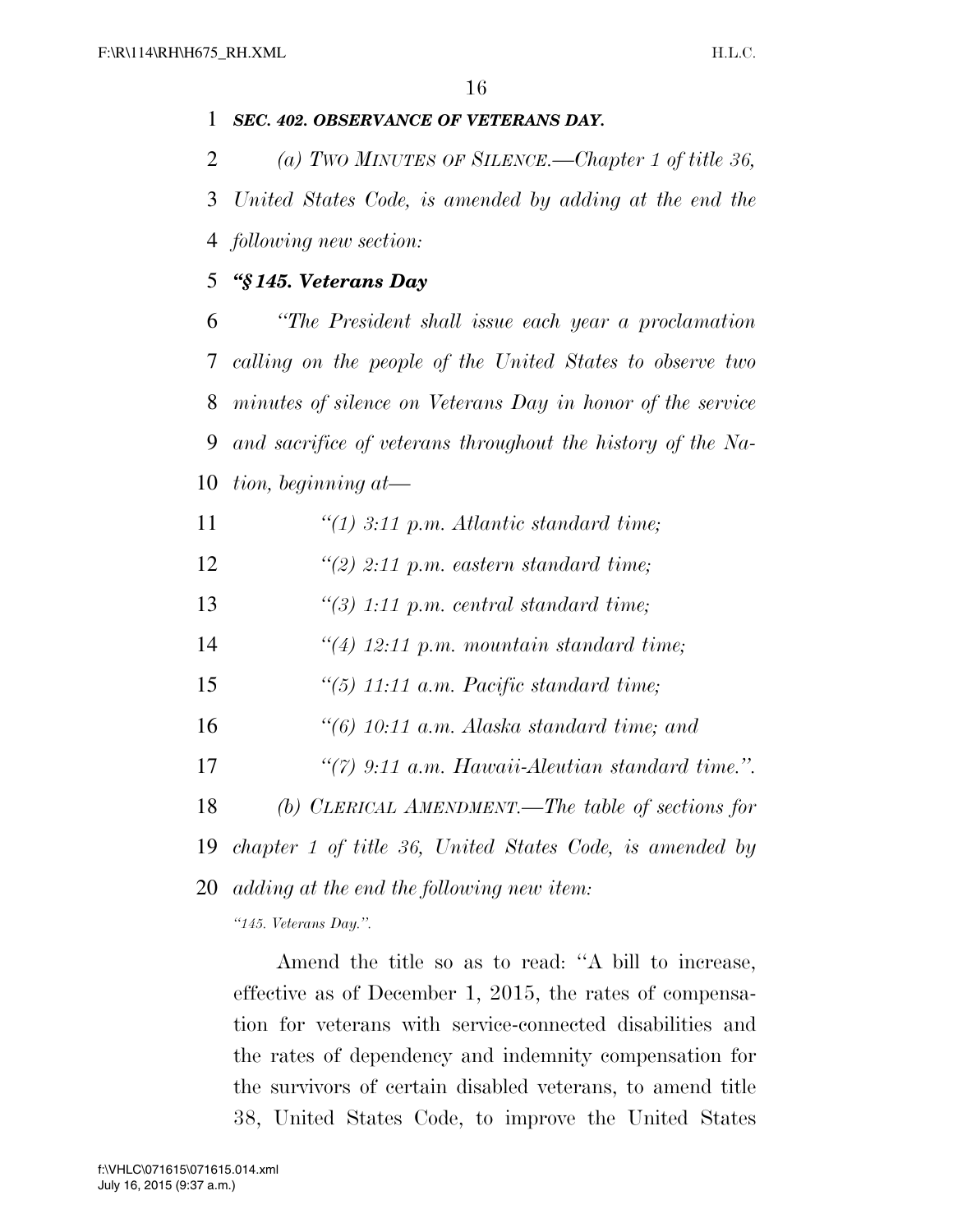***SEC. 402. OBSERVANCE OF VETERANS DAY.***

*(a) TWO MINUTES OF SILENCE.—Chapter 1 of title 36, United States Code, is amended by adding at the end the following new section:*

***"§ 145. Veterans Day***

*"The President shall issue each year a proclamation calling on the people of the United States to observe two minutes of silence on Veterans Day in honor of the service and sacrifice of veterans throughout the history of the Nation, beginning at—*

*"(1) 3:11 p.m. Atlantic standard time;*

*"(2) 2:11 p.m. eastern standard time;*

*"(3) 1:11 p.m. central standard time;*

*"(4) 12:11 p.m. mountain standard time;*

*"(5) 11:11 a.m. Pacific standard time;*

*"(6) 10:11 a.m. Alaska standard time; and*

*"(7) 9:11 a.m. Hawaii-Aleutian standard time.".*

*(b) CLERICAL AMENDMENT.—The table of sections for chapter 1 of title 36, United States Code, is amended by adding at the end the following new item:*

*"145. Veterans Day.".*

Amend the title so as to read: "A bill to increase, effective as of December 1, 2015, the rates of compensation for veterans with service-connected disabilities and the rates of dependency and indemnity compensation for the survivors of certain disabled veterans, to amend title 38, United States Code, to improve the United States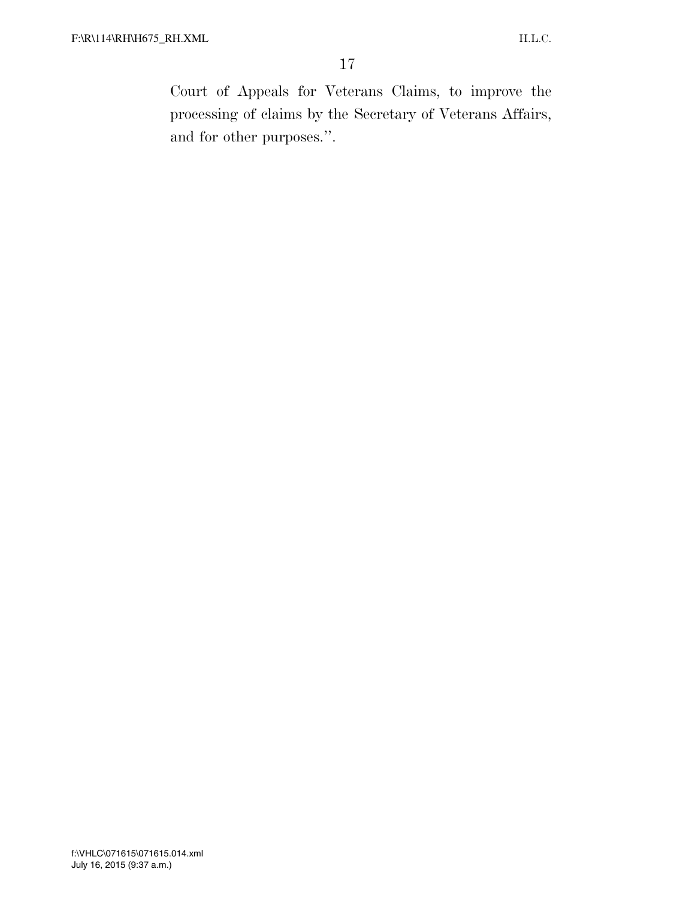Court of Appeals for Veterans Claims, to improve the processing of claims by the Secretary of Veterans Affairs, and for other purposes.''.